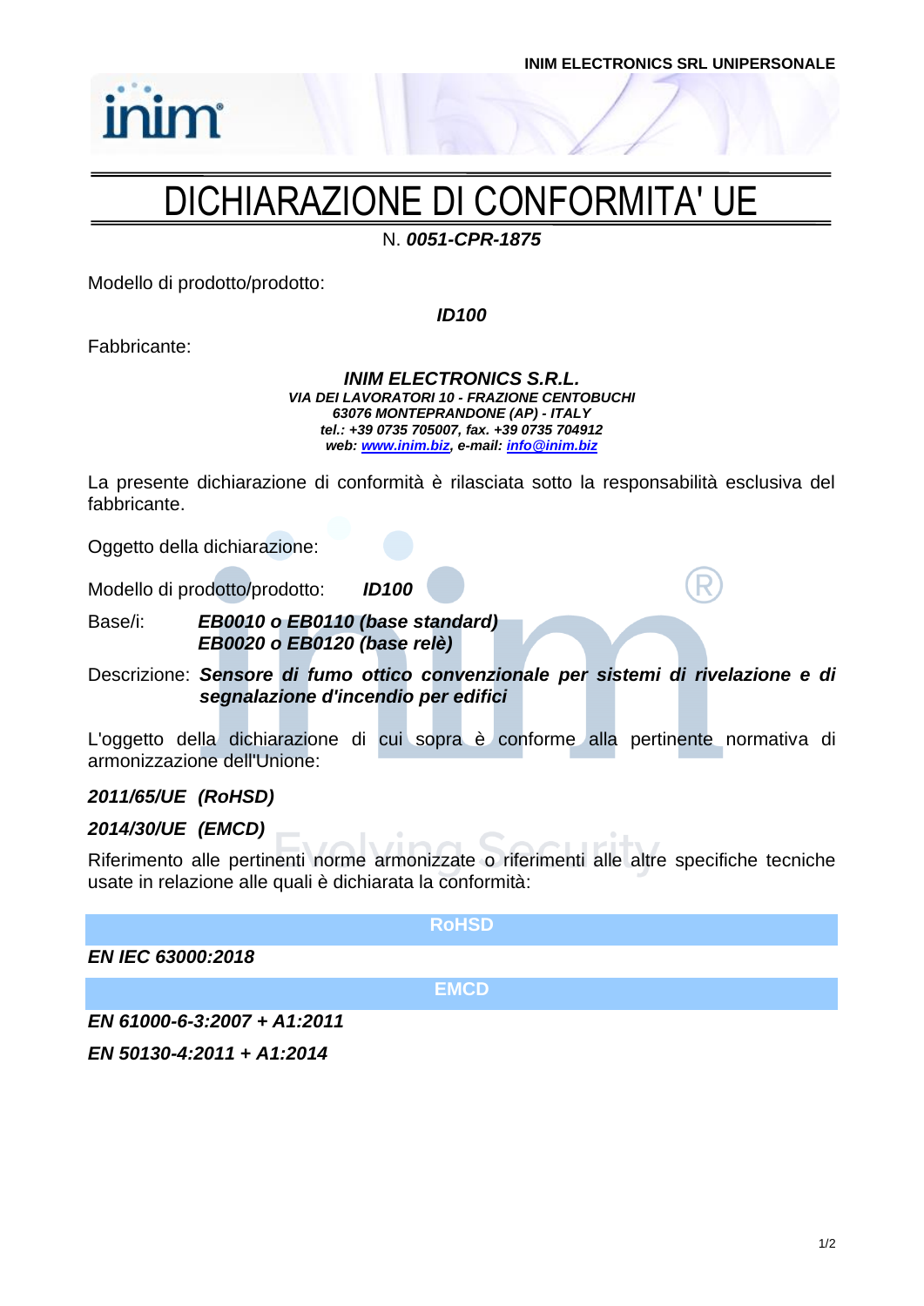INIM ELECTRONICS SRL UNIPERSONALE

# DICHIARAZIONE DI CONFORMITA' UE

N. ***0051-CPR-1875***

Modello di prodotto/prodotto:

***ID100***

Fabbricante:

***INIM ELECTRONICS S.R.L.***
***VIA DEI LAVORATORI 10 - FRAZIONE CENTOBUCHI***
***63076 MONTEPRANDONE (AP) - ITALY***
***tel.: +39 0735 705007, fax. +39 0735 704912***
***web: www.inim.biz, e-mail: info@inim.biz***

La presente dichiarazione di conformità è rilasciata sotto la responsabilità esclusiva del fabbricante.

Oggetto della dichiarazione:

Modello di prodotto/prodotto: ***ID100***

Base/i: ***EB0010 o EB0110 (base standard)***
***EB0020 o EB0120 (base relè)***

Descrizione: ***Sensore di fumo ottico convenzionale per sistemi di rivelazione e di segnalazione d'incendio per edifici***

L'oggetto della dichiarazione di cui sopra è conforme alla pertinente normativa di armonizzazione dell'Unione:

***2011/65/UE (RoHSD)***

***2014/30/UE (EMCD)***

Riferimento alle pertinenti norme armonizzate o riferimenti alle altre specifiche tecniche usate in relazione alle quali è dichiarata la conformità:

**RoHSD**

***EN IEC 63000:2018***

**EMCD**

***EN 61000-6-3:2007 + A1:2011***

***EN 50130-4:2011 + A1:2014***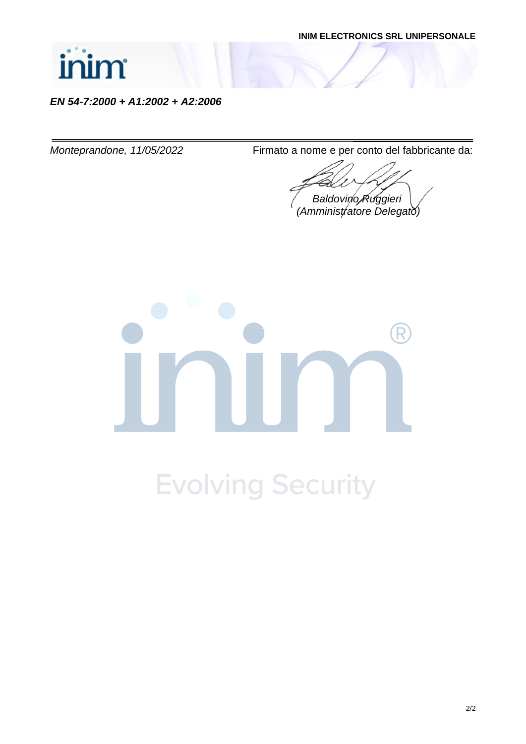**EN 54-7:2000 + A1:2002 + A2:2006**

---

*Monteprandone, 11/05/2022*

Firmato a nome e per conto del fabbricante da:

*Baldovino Ruggieri*
*(Amministratore Delegato)*

Evolving Security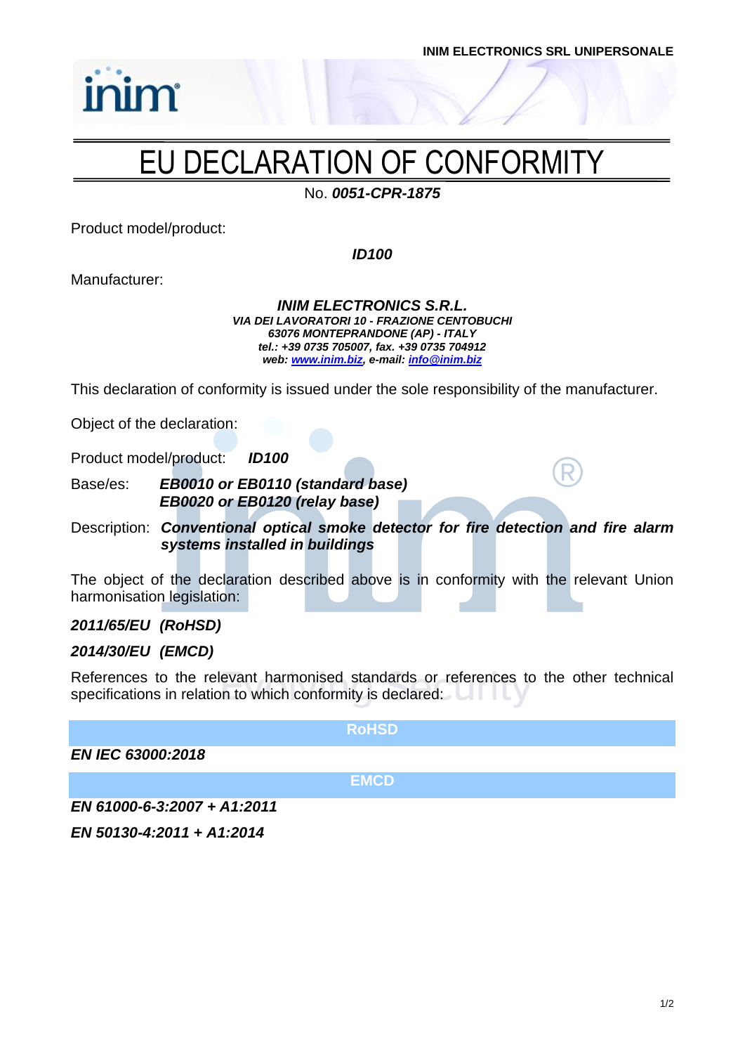INIM ELECTRONICS SRL UNIPERSONALE

# EU DECLARATION OF CONFORMITY

No. ***0051-CPR-1875***

Product model/product:

***ID100***

Manufacturer:

***INIM ELECTRONICS S.R.L.***
***VIA DEI LAVORATORI 10 - FRAZIONE CENTOBUCHI***
***63076 MONTEPRANDONE (AP) - ITALY***
***tel.: +39 0735 705007, fax. +39 0735 704912***
***web: [www.inim.biz](http://www.inim.biz), e-mail: [info@inim.biz](mailto:info@inim.biz)***

This declaration of conformity is issued under the sole responsibility of the manufacturer.

Object of the declaration:

Product model/product: ***ID100***

Base/es: ***EB0010 or EB0110 (standard base)***
***EB0020 or EB0120 (relay base)***

Description: ***Conventional optical smoke detector for fire detection and fire alarm systems installed in buildings***

The object of the declaration described above is in conformity with the relevant Union harmonisation legislation:

***2011/65/EU (RoHSD)***

***2014/30/EU (EMCD)***

References to the relevant harmonised standards or references to the other technical specifications in relation to which conformity is declared:

**RoHSD**

***EN IEC 63000:2018***

**EMCD**

***EN 61000-6-3:2007 + A1:2011***

***EN 50130-4:2011 + A1:2014***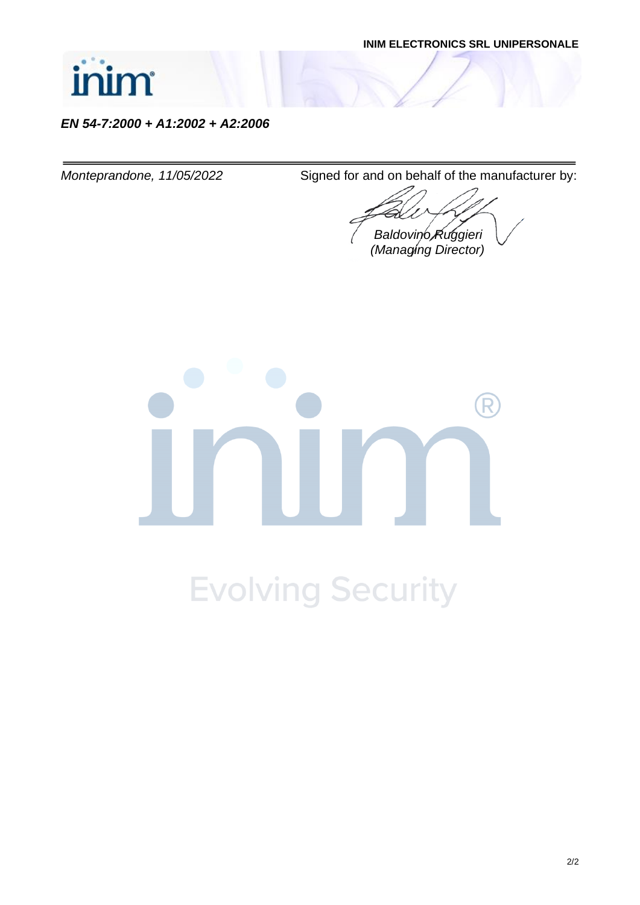***EN 54-7:2000 + A1:2002 + A2:2006***

---

*Monteprandone, 11/05/2022*

Signed for and on behalf of the manufacturer by:

*Baldovino Ruggieri*
*(Managing Director)*

Evolving Security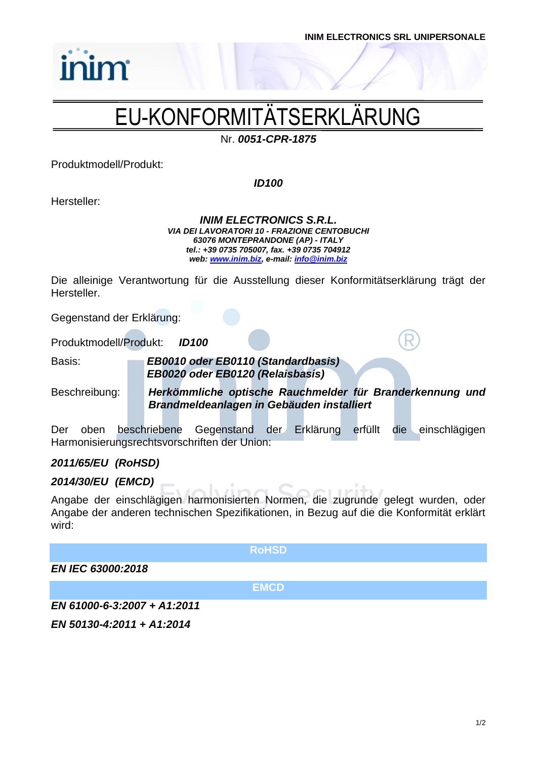INIM ELECTRONICS SRL UNIPERSONALE

# EU-KONFORMITÄTSERKLÄRUNG

Nr. ***0051-CPR-1875***

Produktmodell/Produkt:

***ID100***

Hersteller:

***INIM ELECTRONICS S.R.L.***
***VIA DEI LAVORATORI 10 - FRAZIONE CENTOBUCHI***
***63076 MONTEPRANDONE (AP) - ITALY***
***tel.: +39 0735 705007, fax. +39 0735 704912***
***web: www.inim.biz, e-mail: info@inim.biz***

Die alleinige Verantwortung für die Ausstellung dieser Konformitätserklärung trägt der Hersteller.

Gegenstand der Erklärung:

Produktmodell/Produkt: ***ID100***

Basis: ***EB0010 oder EB0110 (Standardbasis)***
***EB0020 oder EB0120 (Relaisbasis)***

Beschreibung: ***Herkömmliche optische Rauchmelder für Branderkennung und Brandmeldeanlagen in Gebäuden installiert***

Der oben beschriebene Gegenstand der Erklärung erfüllt die einschlägigen Harmonisierungsrechtsvorschriften der Union:

***2011/65/EU (RoHSD)***

***2014/30/EU (EMCD)***

Angabe der einschlägigen harmonisierten Normen, die zugrunde gelegt wurden, oder Angabe der anderen technischen Spezifikationen, in Bezug auf die die Konformität erklärt wird:

**RoHSD**

***EN IEC 63000:2018***

**EMCD**

***EN 61000-6-3:2007 + A1:2011***

***EN 50130-4:2011 + A1:2014***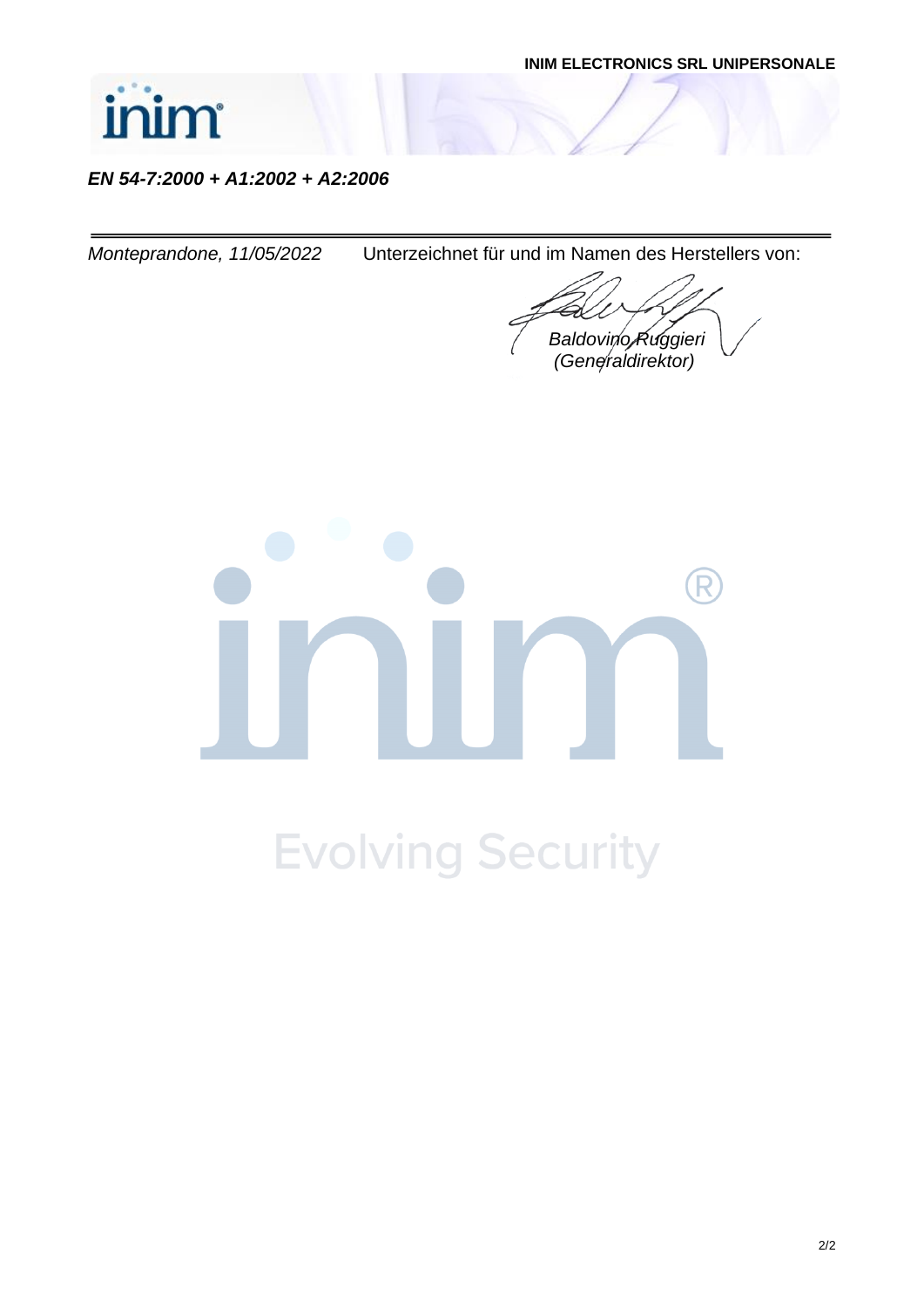INIM ELECTRONICS SRL UNIPERSONALE

***EN 54-7:2000 + A1:2002 + A2:2006***

---

*Monteprandone, 11/05/2022* Unterzeichnet für und im Namen des Herstellers von:

*Baldovino Ruggieri*
*(Generaldirektor)*

Evolving Security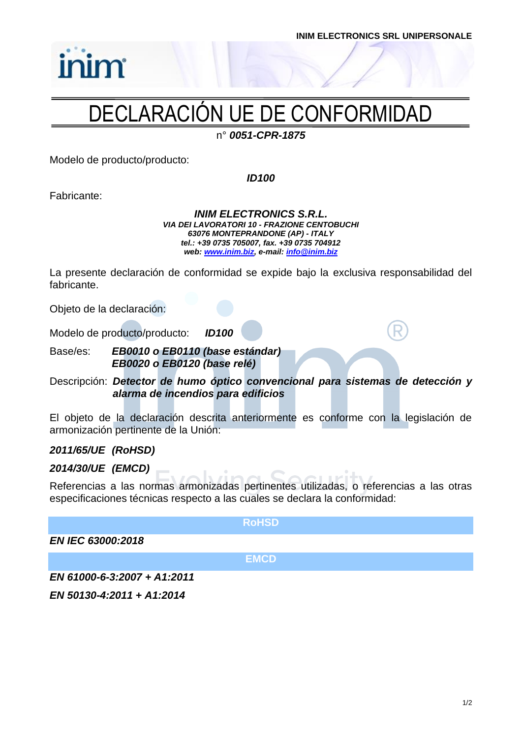# DECLARACIÓN UE DE CONFORMIDAD

n° ***0051-CPR-1875***

Modelo de producto/producto:

***ID100***

Fabricante:

***INIM ELECTRONICS S.R.L.***
***VIA DEI LAVORATORI 10 - FRAZIONE CENTOBUCHI***
***63076 MONTEPRANDONE (AP) - ITALY***
***tel.: +39 0735 705007, fax. +39 0735 704912***
***web: www.inim.biz, e-mail: info@inim.biz***

La presente declaración de conformidad se expide bajo la exclusiva responsabilidad del fabricante.

Objeto de la declaración:

Modelo de producto/producto: ***ID100***

Base/es: ***EB0010 o EB0110 (base estándar)***
***EB0020 o EB0120 (base relé)***

Descripción: ***Detector de humo óptico convencional para sistemas de detección y alarma de incendios para edificios***

El objeto de la declaración descrita anteriormente es conforme con la legislación de armonización pertinente de la Unión:

***2011/65/UE (RoHSD)***

***2014/30/UE (EMCD)***

Referencias a las normas armonizadas pertinentes utilizadas, o referencias a las otras especificaciones técnicas respecto a las cuales se declara la conformidad:

**RoHSD**

***EN IEC 63000:2018***

**EMCD**

***EN 61000-6-3:2007 + A1:2011***

***EN 50130-4:2011 + A1:2014***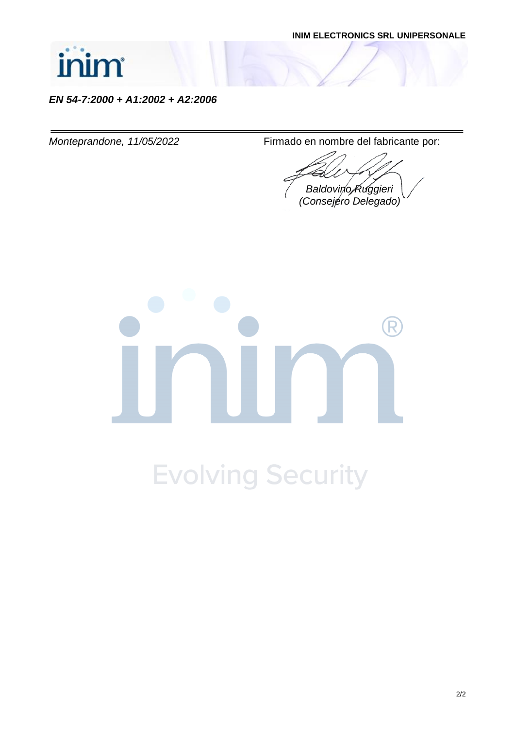**INIM ELECTRONICS SRL UNIPERSONALE**

***EN 54-7:2000 + A1:2002 + A2:2006***

---

*Monteprandone, 11/05/2022*

Firmado en nombre del fabricante por:

*Baldovino Ruggieri*
*(Consejero Delegado)*

Evolving Security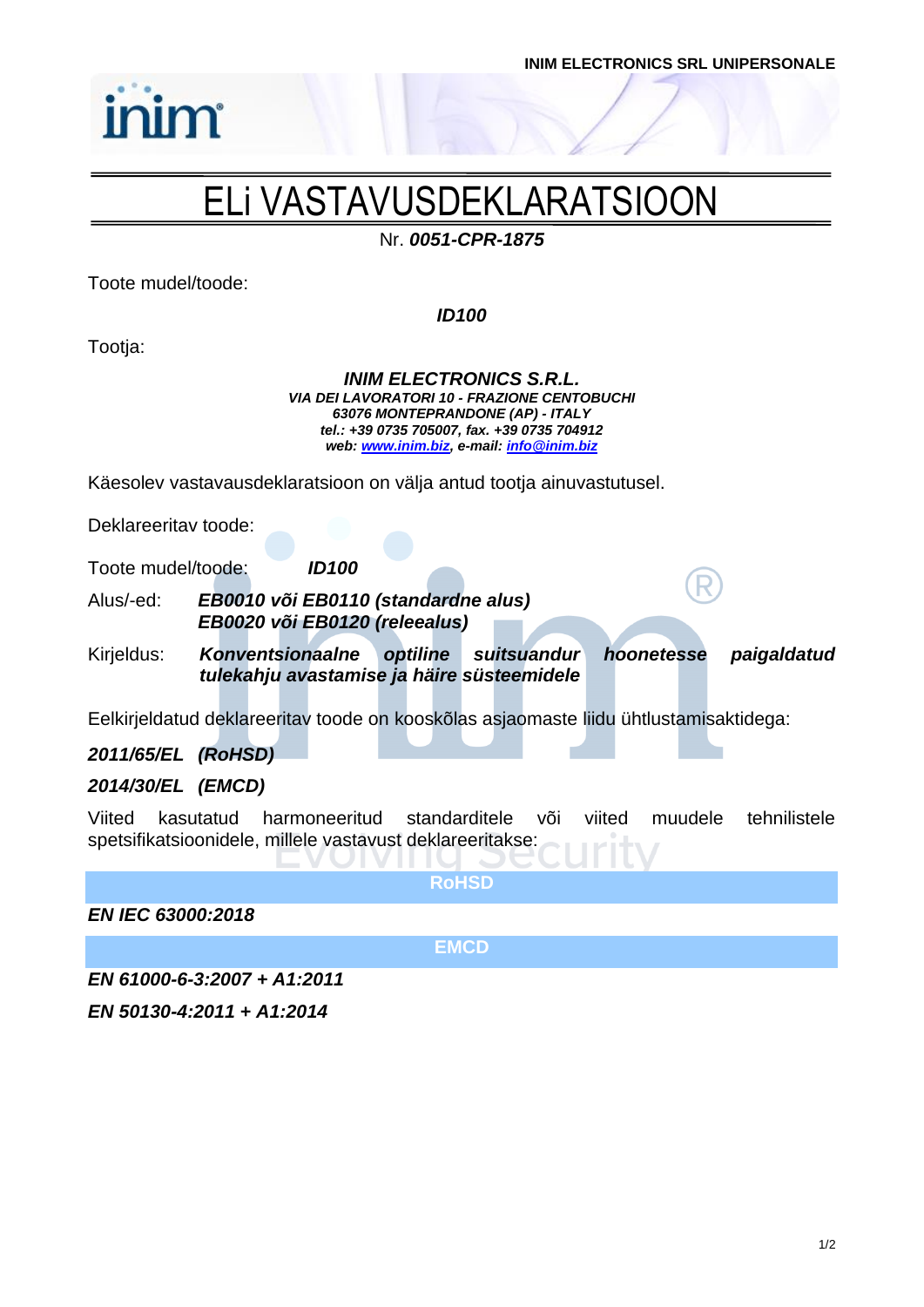INIM ELECTRONICS SRL UNIPERSONALE

# ELi VASTAVUSDEKLARATSIOON

Nr. ***0051-CPR-1875***

Toote mudel/toode:

***ID100***

Tootja:

***INIM ELECTRONICS S.R.L.***
***VIA DEI LAVORATORI 10 - FRAZIONE CENTOBUCHI***
***63076 MONTEPRANDONE (AP) - ITALY***
***tel.: +39 0735 705007, fax. +39 0735 704912***
***web: [www.inim.biz](http://www.inim.biz), e-mail: [info@inim.biz](mailto:info@inim.biz)***

Käesolev vastavausdeklaratsioon on välja antud tootja ainuvastutusel.

Deklareeritav toode:

Toote mudel/toode: ***ID100***

Alus/-ed: ***EB0010 või EB0110 (standardne alus)***
***EB0020 või EB0120 (releealus)***

Kirjeldus: ***Konventsionaalne optiline suitsuandur hoonetesse paigaldatud tulekahju avastamise ja häire süsteemidele***

Eelkirjeldatud deklareeritav toode on kooskõlas asjaomaste liidu ühtlustamisaktidega:

***2011/65/EL (RoHSD)***

***2014/30/EL (EMCD)***

Viited kasutatud harmoneeritud standarditele või viited muudele tehnilistele spetsifikatsioonidele, millele vastavust deklareeritakse:

**RoHSD**

***EN IEC 63000:2018***

**EMCD**

***EN 61000-6-3:2007 + A1:2011***

***EN 50130-4:2011 + A1:2014***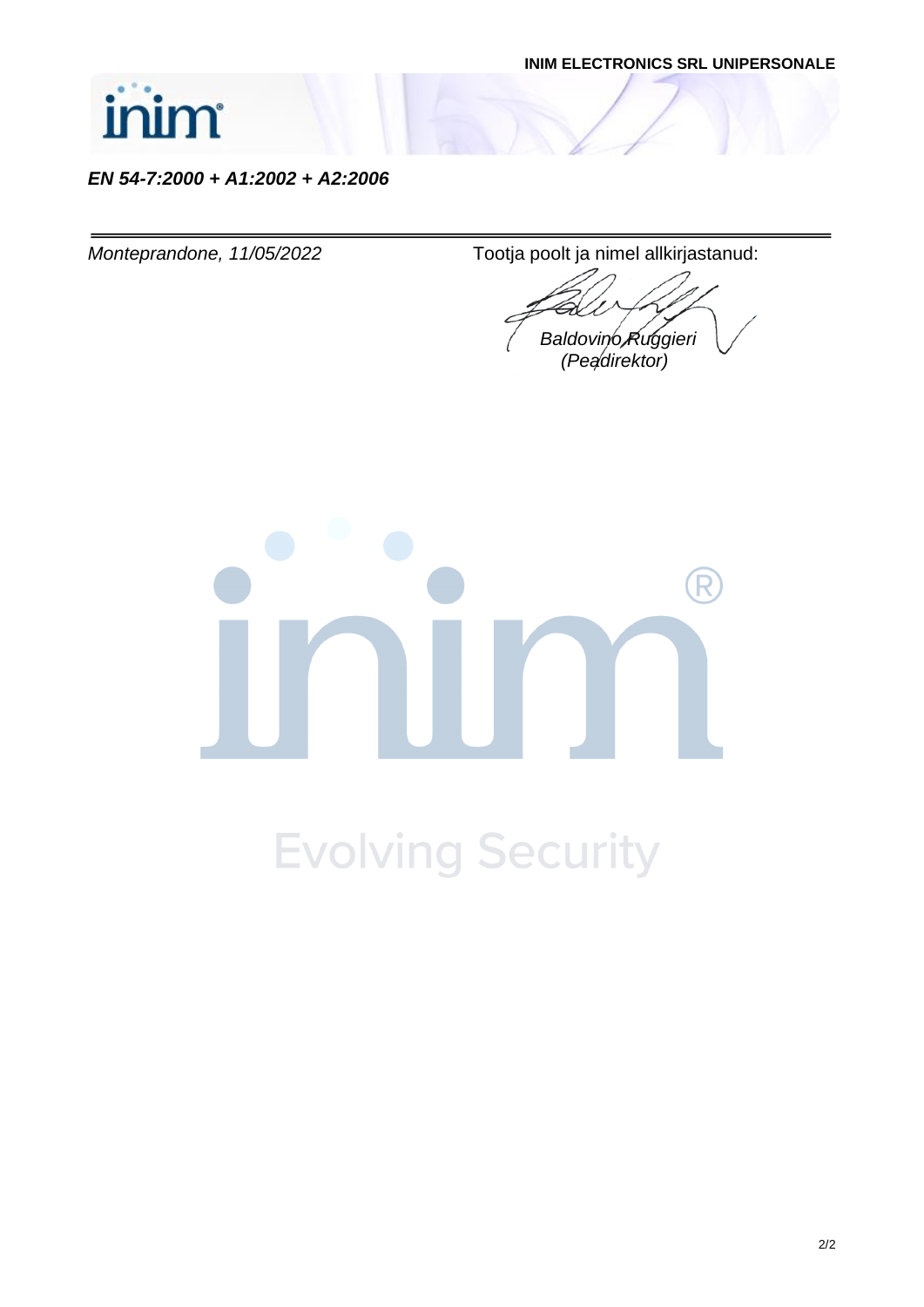INIM ELECTRONICS SRL UNIPERSONALE

***EN 54-7:2000 + A1:2002 + A2:2006***

*Monteprandone, 11/05/2022*

Tootja poolt ja nimel allkirjastanud:

*Baldovino Ruggieri*
*(Peadirektor)*

Evolving Security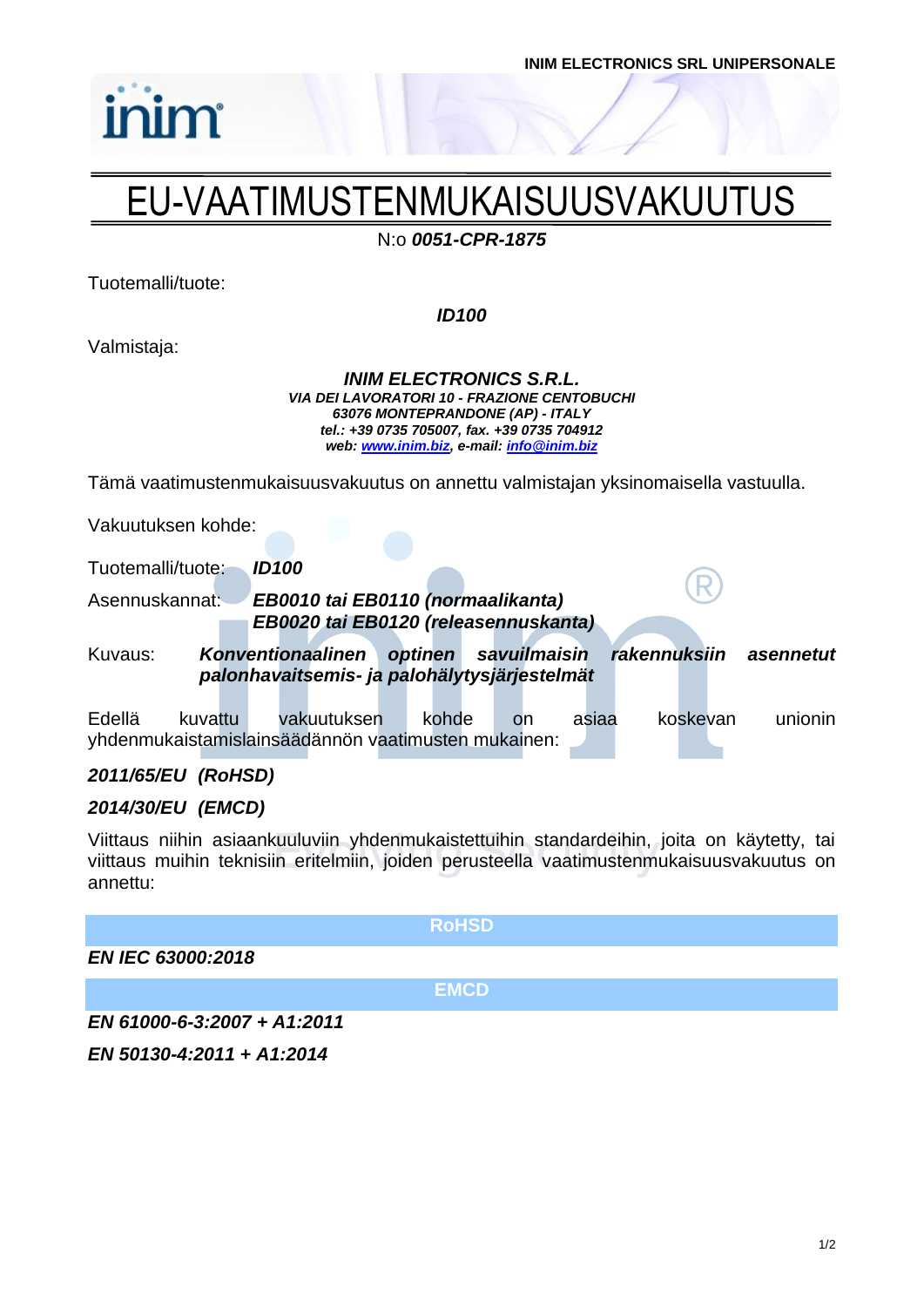INIM ELECTRONICS SRL UNIPERSONALE

# EU-VAATIMUSTENMUKAISUUSVAKUUTUS

N:o ***0051-CPR-1875***

Tuotemalli/tuote:

***ID100***

Valmistaja:

***INIM ELECTRONICS S.R.L.***
***VIA DEI LAVORATORI 10 - FRAZIONE CENTOBUCHI***
***63076 MONTEPRANDONE (AP) - ITALY***
***tel.: +39 0735 705007, fax. +39 0735 704912***
***web: www.inim.biz, e-mail: info@inim.biz***

Tämä vaatimustenmukaisuusvakuutus on annettu valmistajan yksinomaisella vastuulla.

Vakuutuksen kohde:

Tuotemalli/tuote: ***ID100***

Asennuskannat: ***EB0010 tai EB0110 (normaalikanta)***
***EB0020 tai EB0120 (releasennuskanta)***

Kuvaus: ***Konventionaalinen optinen savuilmaisin rakennuksiin asennetut palonhavaitsemis- ja palohälytysjärjestelmät***

Edellä kuvattu vakuutuksen kohde on asiaa koskevan unionin yhdenmukaistamislainsäädännön vaatimusten mukainen:

***2011/65/EU (RoHSD)***

***2014/30/EU (EMCD)***

Viittaus niihin asiaankuuluviin yhdenmukaistettuihin standardeihin, joita on käytetty, tai viittaus muihin teknisiin eritelmiin, joiden perusteella vaatimustenmukaisuusvakuutus on annettu:

**RoHSD**

***EN IEC 63000:2018***

**EMCD**

***EN 61000-6-3:2007 + A1:2011***

***EN 50130-4:2011 + A1:2014***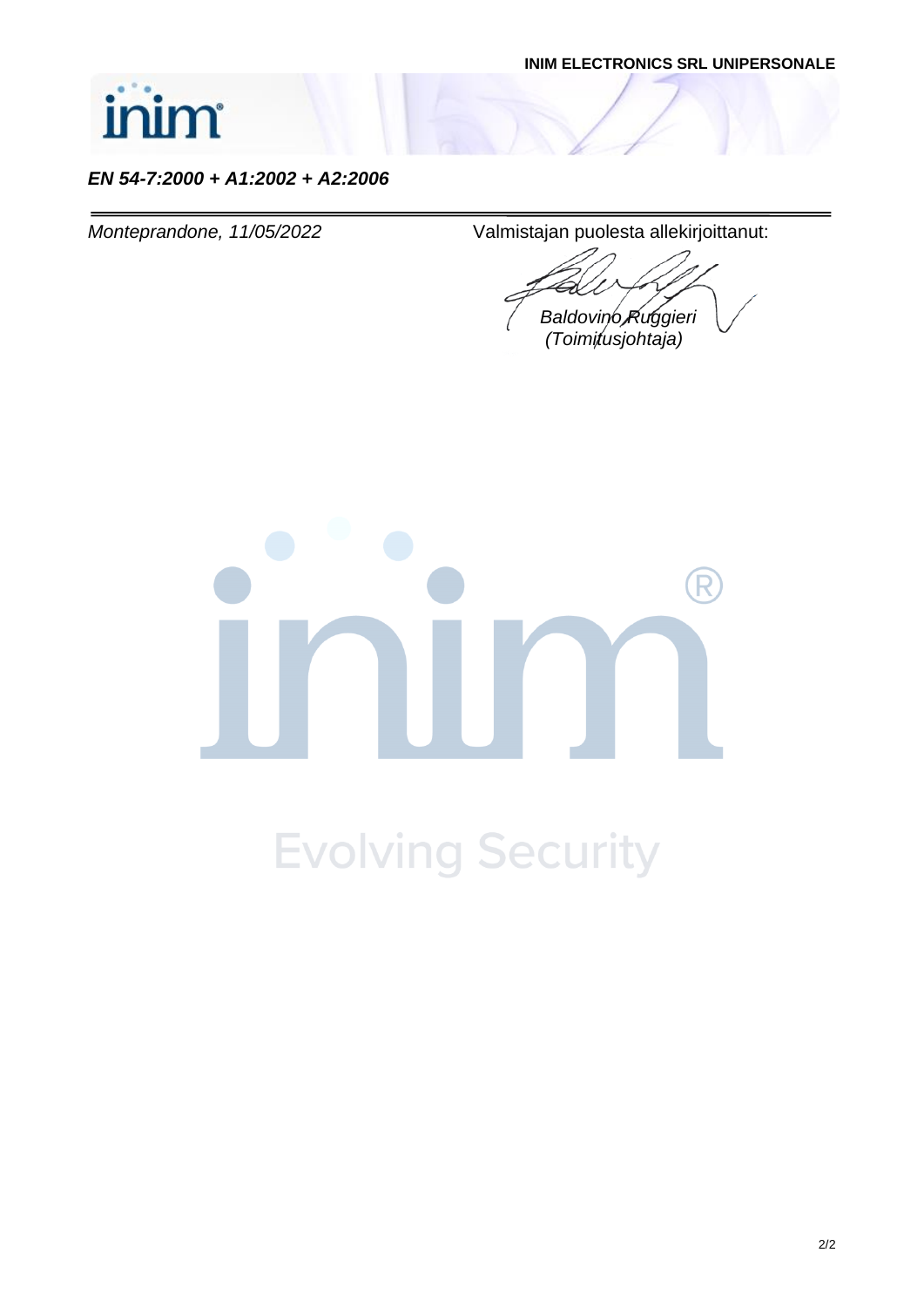**INIM ELECTRONICS SRL UNIPERSONALE**

***EN 54-7:2000 + A1:2002 + A2:2006***

*Monteprandone, 11/05/2022*

Valmistajan puolesta allekirjoittanut:

*Baldovino Ruggieri*
*(Toimitusjohtaja)*

Evolving Security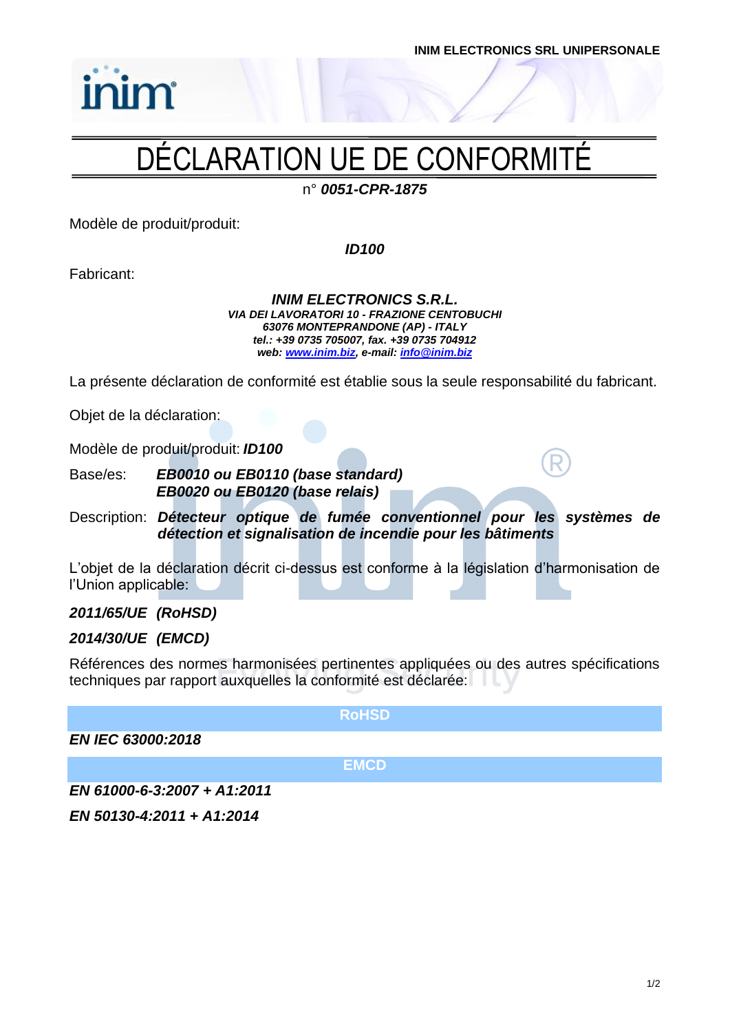# DÉCLARATION UE DE CONFORMITÉ

n° ***0051-CPR-1875***

Modèle de produit/produit:

***ID100***

Fabricant:

***INIM ELECTRONICS S.R.L.***
***VIA DEI LAVORATORI 10 - FRAZIONE CENTOBUCHI***
***63076 MONTEPRANDONE (AP) - ITALY***
***tel.: +39 0735 705007, fax. +39 0735 704912***
***web: www.inim.biz, e-mail: info@inim.biz***

La présente déclaration de conformité est établie sous la seule responsabilité du fabricant.

Objet de la déclaration:

Modèle de produit/produit: ***ID100***

Base/es: ***EB0010 ou EB0110 (base standard)***
***EB0020 ou EB0120 (base relais)***

Description: ***Détecteur optique de fumée conventionnel pour les systèmes de détection et signalisation de incendie pour les bâtiments***

L'objet de la déclaration décrit ci-dessus est conforme à la législation d'harmonisation de l'Union applicable:

***2011/65/UE (RoHSD)***

***2014/30/UE (EMCD)***

Références des normes harmonisées pertinentes appliquées ou des autres spécifications techniques par rapport auxquelles la conformité est déclarée:

**RoHSD**

***EN IEC 63000:2018***

**EMCD**

***EN 61000-6-3:2007 + A1:2011***

***EN 50130-4:2011 + A1:2014***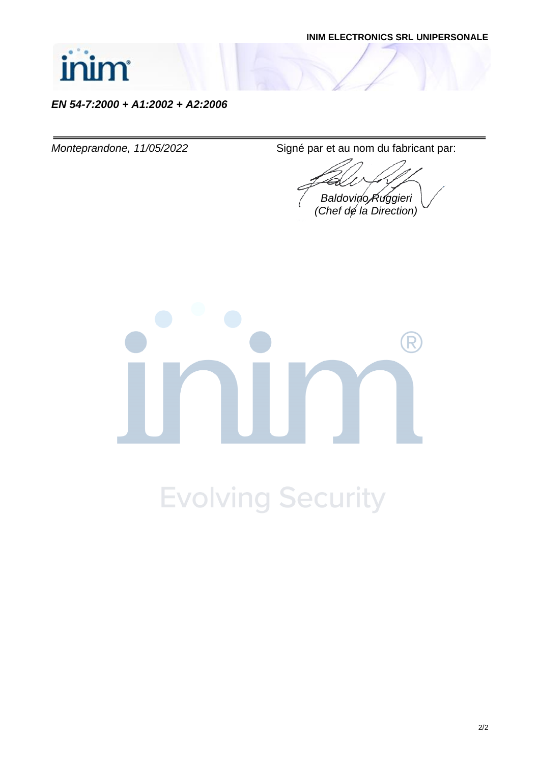**INIM ELECTRONICS SRL UNIPERSONALE**

***EN 54-7:2000 + A1:2002 + A2:2006***

---

*Monteprandone, 11/05/2022*

Signé par et au nom du fabricant par:

*Baldovino Ruggieri*
*(Chef de la Direction)*

Evolving Security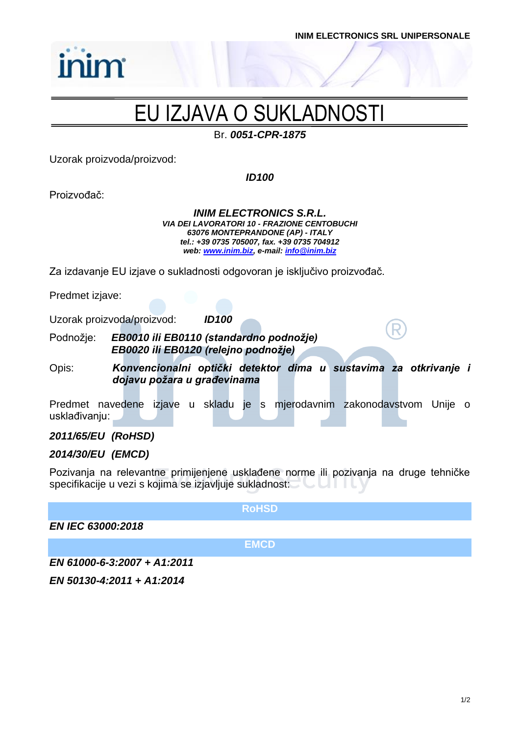# EU IZJAVA O SUKLADNOSTI

Br. ***0051-CPR-1875***

Uzorak proizvoda/proizvod:

***ID100***

Proizvođač:

***INIM ELECTRONICS S.R.L.***
***VIA DEI LAVORATORI 10 - FRAZIONE CENTOBUCHI***
***63076 MONTEPRANDONE (AP) - ITALY***
***tel.: +39 0735 705007, fax. +39 0735 704912***
***web: www.inim.biz, e-mail: info@inim.biz***

Za izdavanje EU izjave o sukladnosti odgovoran je isključivo proizvođač.

Predmet izjave:

Uzorak proizvoda/proizvod: ***ID100***

Podnožje: ***EB0010 ili EB0110 (standardno podnožje)***
***EB0020 ili EB0120 (relejno podnožje)***

Opis: ***Konvencionalni optički detektor dima u sustavima za otkrivanje i dojavu požara u građevinama***

Predmet navedene izjave u skladu je s mjerodavnim zakonodavstvom Unije o usklađivanju:

***2011/65/EU (RoHSD)***

***2014/30/EU (EMCD)***

Pozivanja na relevantne primijenjene usklađene norme ili pozivanja na druge tehničke specifikacije u vezi s kojima se izjavljuje sukladnost:

**RoHSD**

***EN IEC 63000:2018***

**EMCD**

***EN 61000-6-3:2007 + A1:2011***

***EN 50130-4:2011 + A1:2014***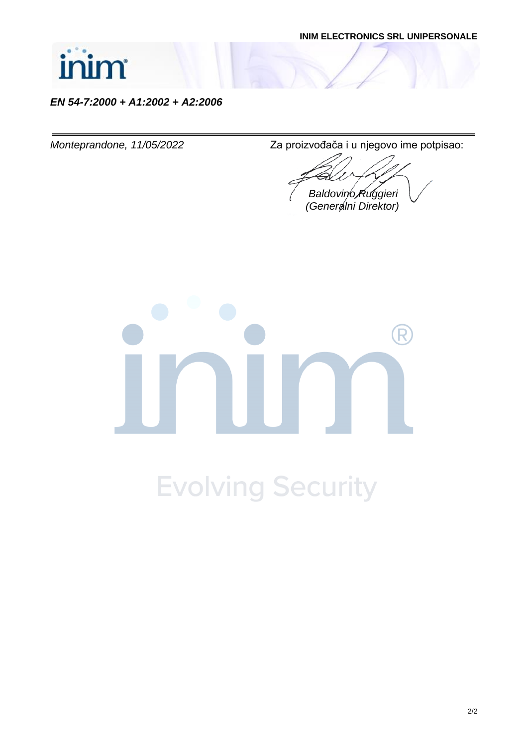*EN 54-7:2000 + A1:2002 + A2:2006*

---

*Monteprandone, 11/05/2022*

Za proizvođača i u njegovo ime potpisao:

*Baldovino Ruggieri*
*(Generalni Direktor)*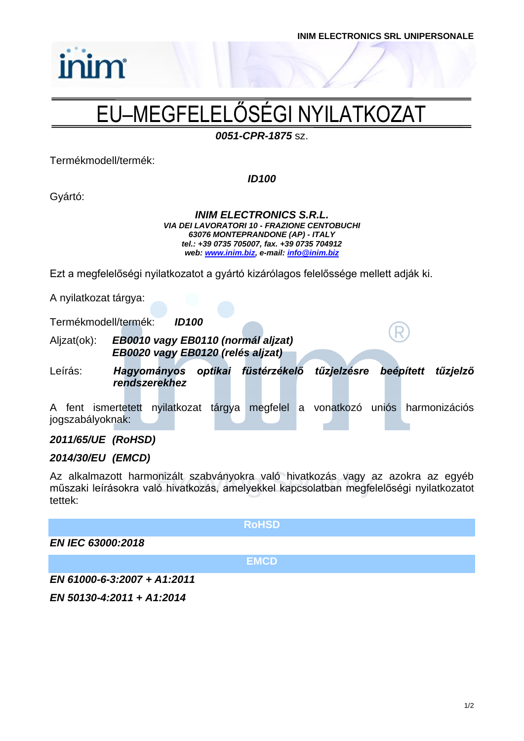INIM ELECTRONICS SRL UNIPERSONALE

# EU–MEGFELELŐSÉGI NYILATKOZAT

***0051-CPR-1875*** sz.

Termékmodell/termék:

***ID100***

Gyártó:

***INIM ELECTRONICS S.R.L.***
***VIA DEI LAVORATORI 10 - FRAZIONE CENTOBUCHI***
***63076 MONTEPRANDONE (AP) - ITALY***
***tel.: +39 0735 705007, fax. +39 0735 704912***
***web: www.inim.biz, e-mail: info@inim.biz***

Ezt a megfelelőségi nyilatkozatot a gyártó kizárólagos felelőssége mellett adják ki.

A nyilatkozat tárgya:

Termékmodell/termék: ***ID100***

Aljzat(ok): ***EB0010 vagy EB0110 (normál aljzat)***
***EB0020 vagy EB0120 (relés aljzat)***

Leírás: ***Hagyományos optikai füstérzékelő tűzjelzésre beépített tűzjelző rendszerekhez***

A fent ismertetett nyilatkozat tárgya megfelel a vonatkozó uniós harmonizációs jogszabályoknak:

***2011/65/UE (RoHSD)***

***2014/30/EU (EMCD)***

Az alkalmazott harmonizált szabványokra való hivatkozás vagy az azokra az egyéb műszaki leírásokra való hivatkozás, amelyekkel kapcsolatban megfelelőségi nyilatkozatot tettek:

**RoHSD**

***EN IEC 63000:2018***

**EMCD**

***EN 61000-6-3:2007 + A1:2011***

***EN 50130-4:2011 + A1:2014***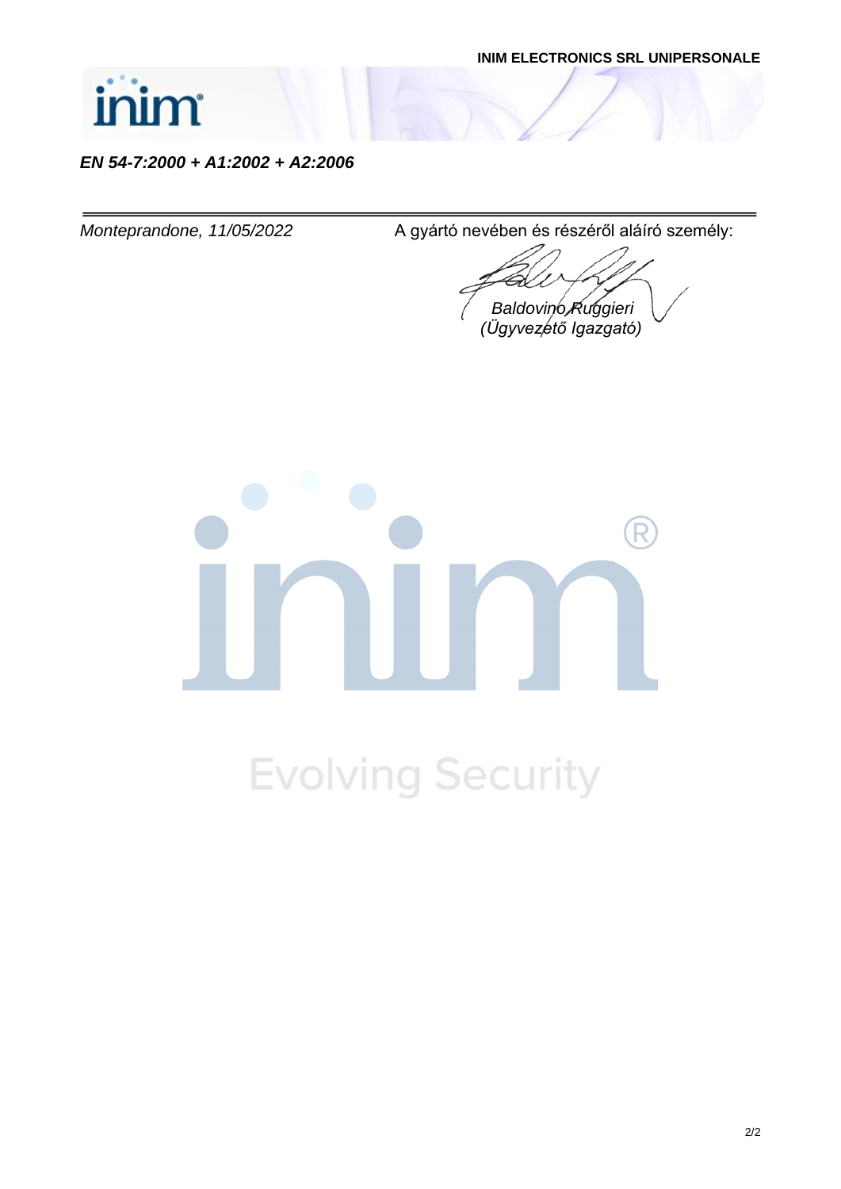**INIM ELECTRONICS SRL UNIPERSONALE**

***EN 54-7:2000 + A1:2002 + A2:2006***

---

*Monteprandone, 11/05/2022*

A gyártó nevében és részéről aláíró személy:

*Baldovino Ruggieri*
*(Ügyvezető Igazgató)*

Evolving Security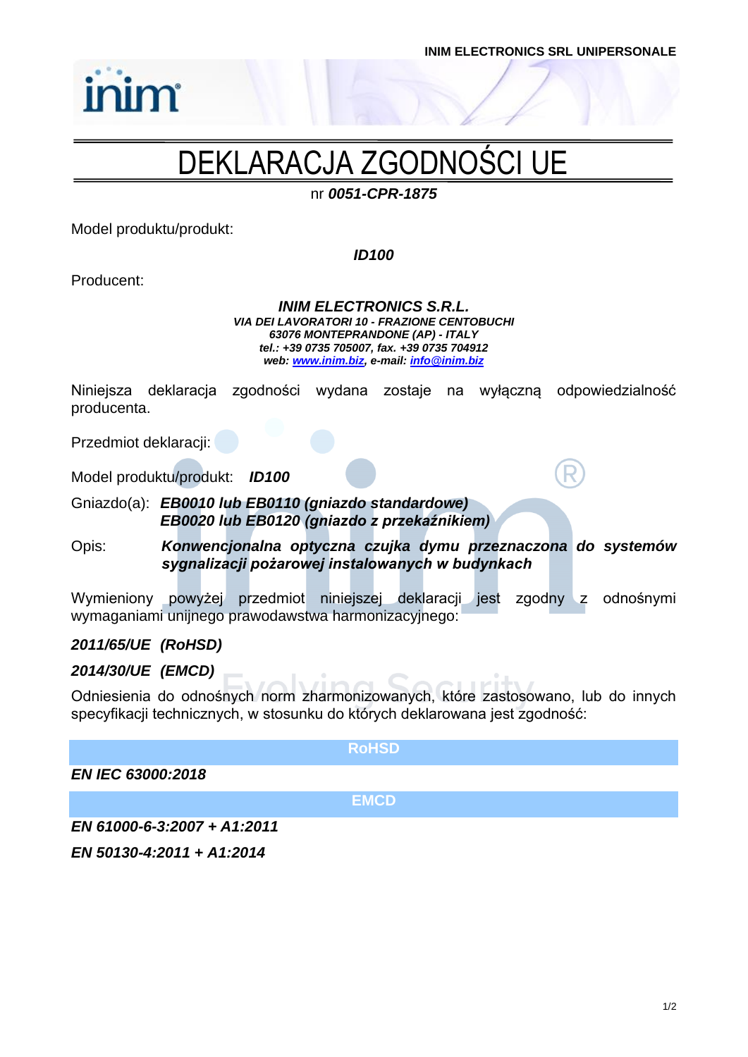INIM ELECTRONICS SRL UNIPERSONALE

# DEKLARACJA ZGODNOŚCI UE

nr ***0051-CPR-1875***

Model produktu/produkt:

***ID100***

Producent:

***INIM ELECTRONICS S.R.L.***
***VIA DEI LAVORATORI 10 - FRAZIONE CENTOBUCHI***
***63076 MONTEPRANDONE (AP) - ITALY***
***tel.: +39 0735 705007, fax. +39 0735 704912***
***web: [www.inim.biz](http://www.inim.biz), e-mail: [info@inim.biz](mailto:info@inim.biz)***

Niniejsza deklaracja zgodności wydana zostaje na wyłączną odpowiedzialność producenta.

Przedmiot deklaracji:

Model produktu/produkt: ***ID100***

Gniazdo(a): ***EB0010 lub EB0110 (gniazdo standardowe)***
***EB0020 lub EB0120 (gniazdo z przekaźnikiem)***

Opis: ***Konwencjonalna optyczna czujka dymu przeznaczona do systemów sygnalizacji pożarowej instalowanych w budynkach***

Wymieniony powyżej przedmiot niniejszej deklaracji jest zgodny z odnośnymi wymaganiami unijnego prawodawstwa harmonizacyjnego:

***2011/65/UE (RoHSD)***

***2014/30/UE (EMCD)***

Odniesienia do odnośnych norm zharmonizowanych, które zastosowano, lub do innych specyfikacji technicznych, w stosunku do których deklarowana jest zgodność:

**RoHSD**

***EN IEC 63000:2018***

**EMCD**

***EN 61000-6-3:2007 + A1:2011***

***EN 50130-4:2011 + A1:2014***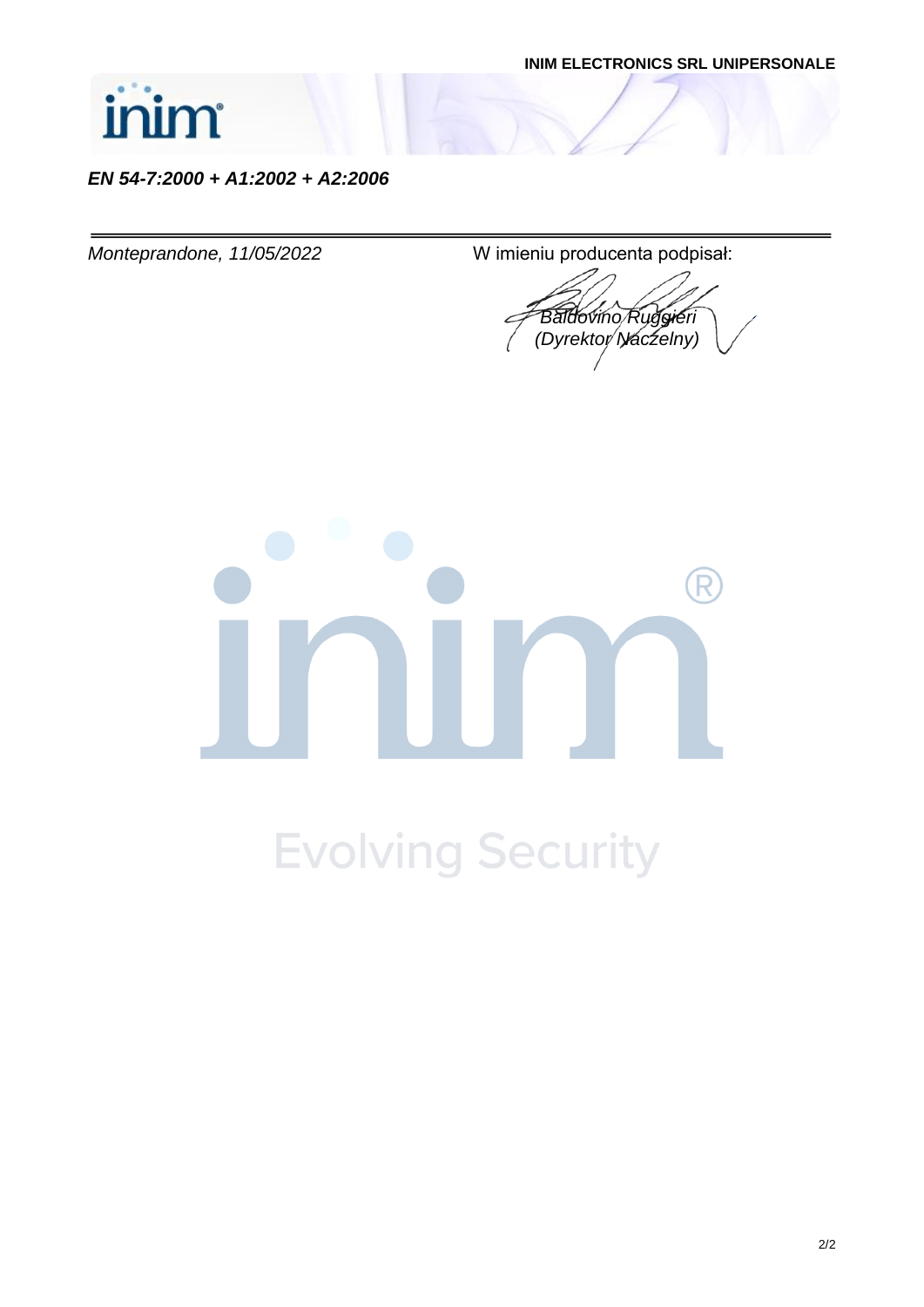*EN 54-7:2000 + A1:2002 + A2:2006*

---

*Monteprandone, 11/05/2022*

W imieniu producenta podpisał:

*Baldovino Ruggieri*
*(Dyrektor Naczelny)*

Evolving Security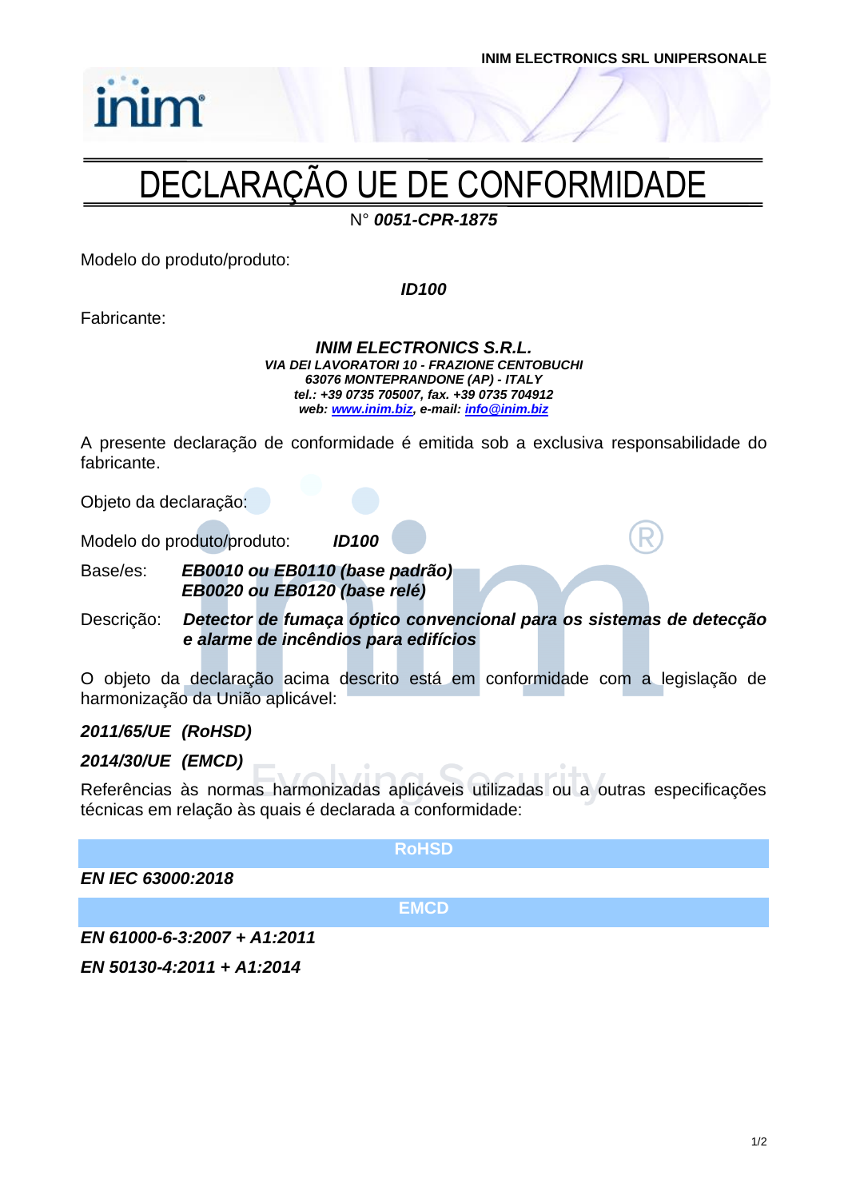INIM ELECTRONICS SRL UNIPERSONALE

# DECLARAÇÃO UE DE CONFORMIDADE

N° ***0051-CPR-1875***

Modelo do produto/produto:

***ID100***

Fabricante:

***INIM ELECTRONICS S.R.L.***
***VIA DEI LAVORATORI 10 - FRAZIONE CENTOBUCHI***
***63076 MONTEPRANDONE (AP) - ITALY***
***tel.: +39 0735 705007, fax. +39 0735 704912***
***web: www.inim.biz, e-mail: info@inim.biz***

A presente declaração de conformidade é emitida sob a exclusiva responsabilidade do fabricante.

Objeto da declaração:

Modelo do produto/produto: ***ID100***

Base/es: ***EB0010 ou EB0110 (base padrão)***
***EB0020 ou EB0120 (base relé)***

Descrição: ***Detector de fumaça óptico convencional para os sistemas de detecção e alarme de incêndios para edifícios***

O objeto da declaração acima descrito está em conformidade com a legislação de harmonização da União aplicável:

***2011/65/UE (RoHSD)***

***2014/30/UE (EMCD)***

Referências às normas harmonizadas aplicáveis utilizadas ou a outras especificações técnicas em relação às quais é declarada a conformidade:

**RoHSD**

***EN IEC 63000:2018***

**EMCD**

***EN 61000-6-3:2007 + A1:2011***

***EN 50130-4:2011 + A1:2014***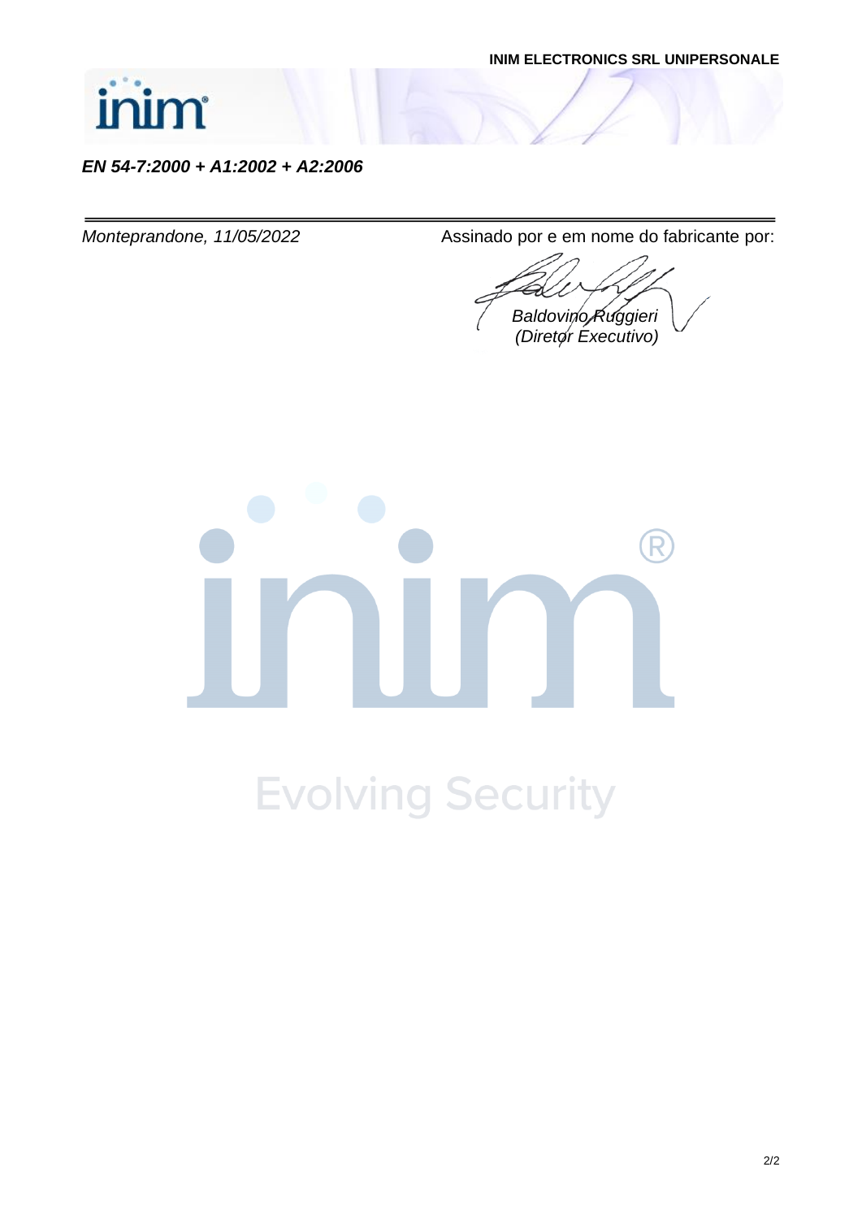***EN 54-7:2000 + A1:2002 + A2:2006***

---

*Monteprandone, 11/05/2022*

Assinado por e em nome do fabricante por:

*Baldovino Ruggieri*
*(Diretor Executivo)*

Evolving Security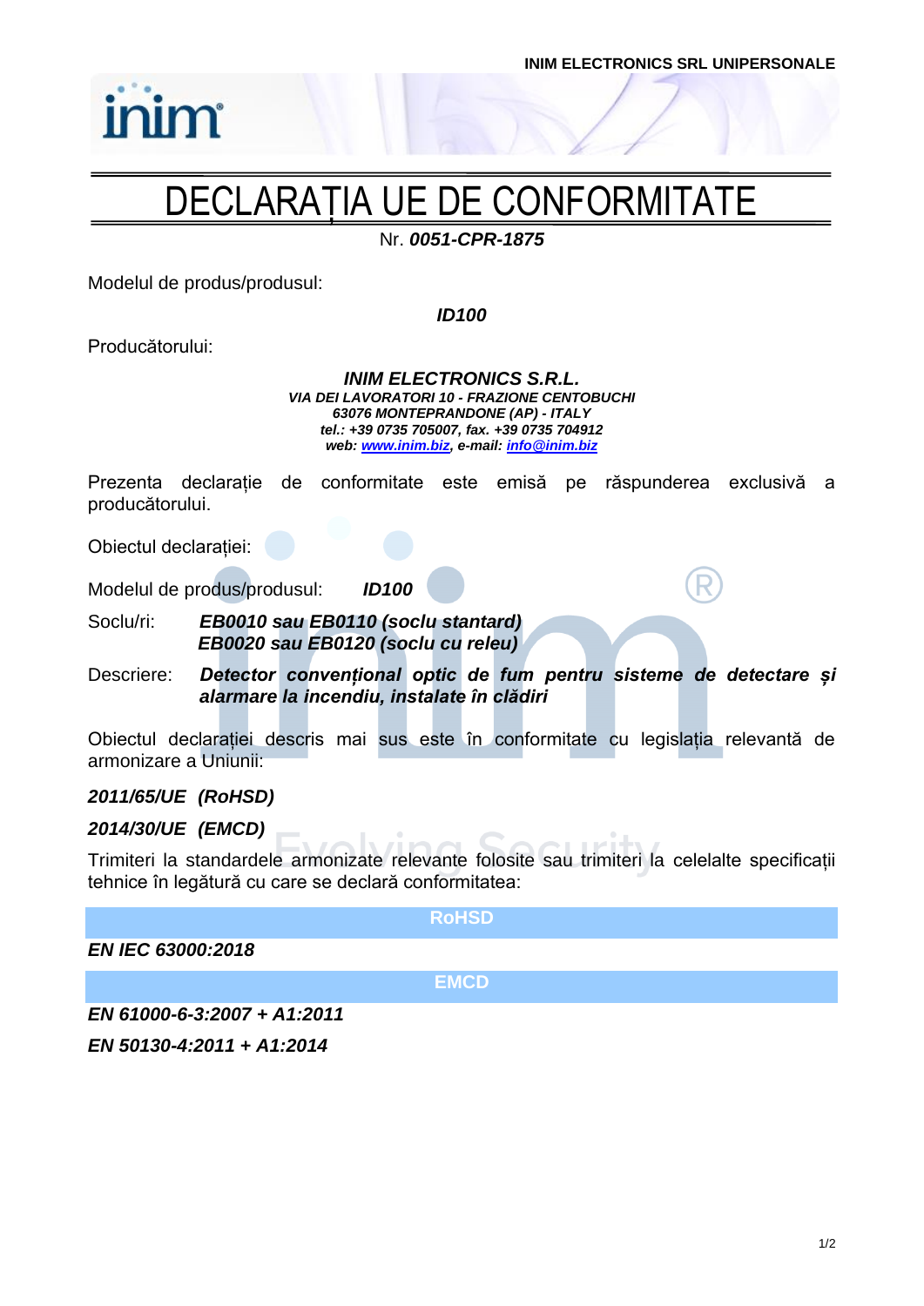# DECLARAȚIA UE DE CONFORMITATE

Nr. ***0051-CPR-1875***

Modelul de produs/produsul:

***ID100***

Producătorului:

***INIM ELECTRONICS S.R.L.***
***VIA DEI LAVORATORI 10 - FRAZIONE CENTOBUCHI***
***63076 MONTEPRANDONE (AP) - ITALY***
***tel.: +39 0735 705007, fax. +39 0735 704912***
***web: www.inim.biz, e-mail: info@inim.biz***

Prezenta declarație de conformitate este emisă pe răspunderea exclusivă a producătorului.

Obiectul declarației:

Modelul de produs/produsul: ***ID100***

Soclu/ri: ***EB0010 sau EB0110 (soclu stantard)***
***EB0020 sau EB0120 (soclu cu releu)***

Descriere: ***Detector convențional optic de fum pentru sisteme de detectare și alarmare la incendiu, instalate în clădiri***

Obiectul declarației descris mai sus este în conformitate cu legislația relevantă de armonizare a Uniunii:

***2011/65/UE (RoHSD)***

***2014/30/UE (EMCD)***

Trimiteri la standardele armonizate relevante folosite sau trimiteri la celelalte specificații tehnice în legătură cu care se declară conformitatea:

**RoHSD**

***EN IEC 63000:2018***

**EMCD**

***EN 61000-6-3:2007 + A1:2011***

***EN 50130-4:2011 + A1:2014***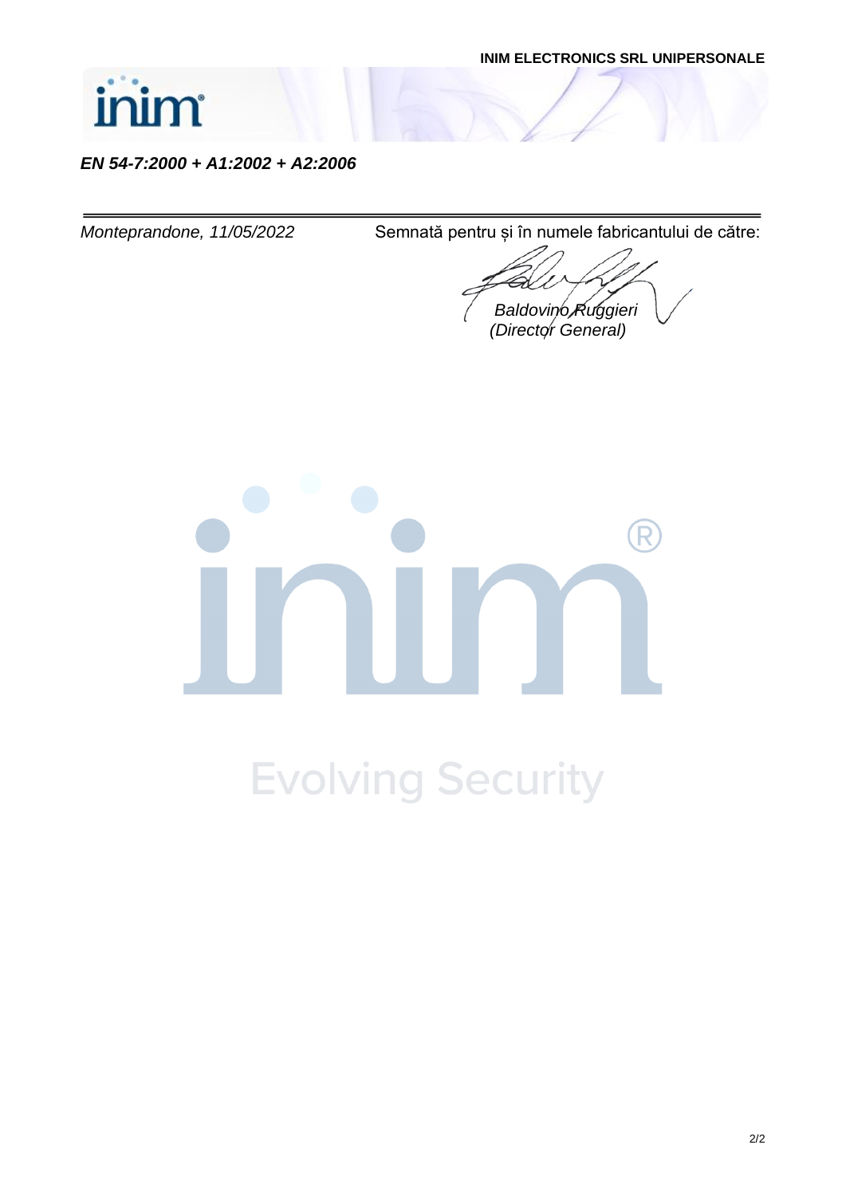*EN 54-7:2000 + A1:2002 + A2:2006*

---

*Monteprandone, 11/05/2022*

Semnată pentru și în numele fabricantului de către:

*Baldovino Ruggieri*
*(Director General)*

Evolving Security